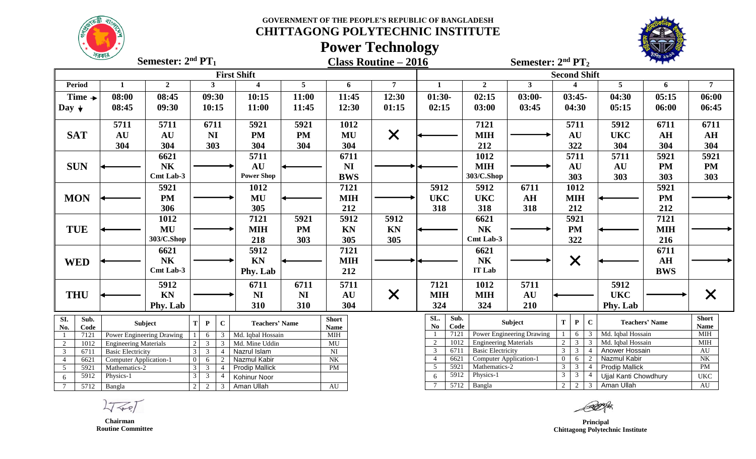# GOVERNMENT OF THE PEOPLE'S REPUBLIC OF BANGLADESH
## CHITTAGONG POLYTECHNIC INSTITUTE
## Power Technology

**Semester: $2^{nd}$ $PT_1$** | **Class Routine – 2016** | **Semester: $2^{nd}$ $PT_2$**

| Period | First Shift | | | | | | | Second Shift | | | | | | |
|---|---|---|---|---|---|---|---|---|---|---|---|---|---|---|
| | 1 | 2 | 3 | 4 | 5 | 6 | 7 | 1 | 2 | 3 | 4 | 5 | 6 | 7 |
| Time → / Day ↓ | 08:00 08:45 | 08:45 09:30 | 09:30 10:15 | 10:15 11:00 | 11:00 11:45 | 11:45 12:30 | 12:30 01:15 | 01:30- 02:15 | 02:15 03:00 | 03:00- 03:45 | 03:45- 04:30 | 04:30 05:15 | 05:15 06:00 | 06:00 06:45 |
| SAT | 5711 AU 304 | 5711 AU 304 | 6711 NI 303 | 5921 PM 304 | 5921 PM 304 | 1012 MU 304 | × | ← | 7121 MIH 212 | → | 5711 AU 322 | 5912 UKC 304 | 6711 AH 304 | 6711 AH 304 |
| SUN | ← | 6621 NK Cmt Lab-3 | → | 5711 AU Power Shop | ← | 6711 NI BWS | → | ← | 1012 MIH 303/C.Shop | → | 5711 AU 303 | 5711 AU 303 | 5921 PM 303 | 5921 PM 303 |
| MON | ← | 5921 PM 306 | → | 1012 MU 305 | ← | 7121 MIH 212 | → | 5912 UKC 318 | 5912 UKC 318 | 6711 AH 318 | 1012 MIH 212 | ← | 5921 PM 212 | → |
| TUE | ← | 1012 MU 303/C.Shop | → | 7121 MIH 218 | 5921 PM 303 | 5912 KN 305 | 5912 KN 305 | ← | 6621 NK Cmt Lab-3 | → | 5921 PM 322 | ← | 7121 MIH 216 | → |
| WED | ← | 6621 NK Cmt Lab-3 | → | 5912 KN Phy. Lab | ← | 7121 MIH 212 | → | ← | 6621 NK IT Lab | → | × | ← | 6711 AH BWS | → |
| THU | ← | 5912 KN Phy. Lab | → | 6711 NI 310 | 6711 NI 310 | 5711 AU 304 | × | 7121 MIH 324 | 1012 MIH 324 | 5711 AU 210 | ← | 5912 UKC Phy. Lab | → | × |

**$2^{nd}$ $PT_1$**

| Sl. No. | Sub. Code | Subject | T | P | C | Teachers' Name | Short Name |
|---|---|---|---|---|---|---|---|
| 1 | 7121 | Power Engineering Drawing | 1 | 6 | 3 | Md. Iqbal Hossain | MIH |
| 2 | 1012 | Engineering Materials | 2 | 3 | 3 | Md. Mine Uddin | MU |
| 3 | 6711 | Basic Electricity | 3 | 3 | 4 | Nazrul Islam | NI |
| 4 | 6621 | Computer Application-1 | 0 | 6 | 2 | Nazmul Kabir | NK |
| 5 | 5921 | Mathematics-2 | 3 | 3 | 4 | Prodip Mallick | PM |
| 6 | 5912 | Physics-1 | 3 | 3 | 4 | Kohinur Noor | |
| 7 | 5712 | Bangla | 2 | 2 | 3 | Aman Ullah | AU |

**$2^{nd}$ $PT_2$**

| SL. No | Sub. Code | Subject | T | P | C | Teachers' Name | Short Name |
|---|---|---|---|---|---|---|---|
| 1 | 7121 | Power Engineering Drawing | 1 | 6 | 3 | Md. Iqbal Hossain | MIH |
| 2 | 1012 | Engineering Materials | 2 | 3 | 3 | Md. Iqbal Hossain | MIH |
| 3 | 6711 | Basic Electricity | 3 | 3 | 4 | Anower Hossain | AU |
| 4 | 6621 | Computer Application-1 | 0 | 6 | 2 | Nazmul Kabir | NK |
| 5 | 5921 | Mathematics-2 | 3 | 3 | 4 | Prodip Mallick | PM |
| 6 | 5912 | Physics-1 | 3 | 3 | 4 | Ujjal Kanti Chowdhury | UKC |
| 7 | 5712 | Bangla | 2 | 2 | 3 | Aman Ullah | AU |

**Chairman**
**Routine Committee**

**Principal**
**Chittagong Polytechnic Institute**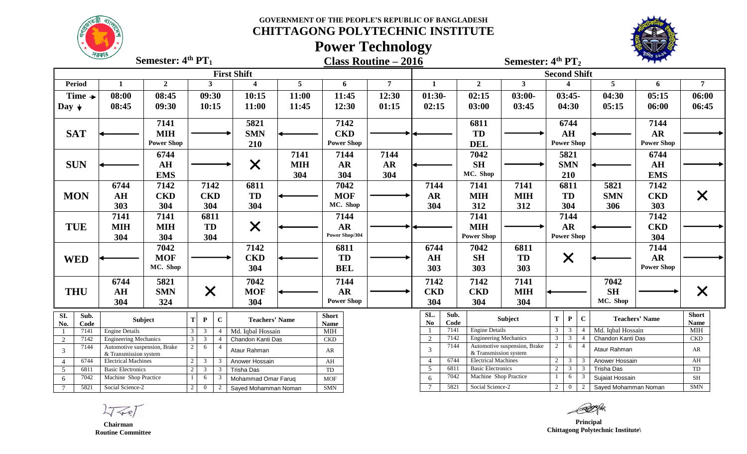**GOVERNMENT OF THE PEOPLE'S REPUBLIC OF BANGLADESH**

# CHITTAGONG POLYTECHNIC INSTITUTE

## Power Technology

**Class Routine – 2016**

**Semester: 4th PT1** | **Semester: 4th PT2**

| | First Shift | | | | | | | Second Shift | | | | | | |
|---|---|---|---|---|---|---|---|---|---|---|---|---|---|---|
| **Period** | **1** | **2** | **3** | **4** | **5** | **6** | **7** | **1** | **2** | **3** | **4** | **5** | **6** | **7** |
| **Time → / Day ↓** | **08:00 08:45** | **08:45 09:30** | **09:30 10:15** | **10:15 11:00** | **11:00 11:45** | **11:45 12:30** | **12:30 01:15** | **01:30- 02:15** | **02:15 03:00** | **03:00- 03:45** | **03:45- 04:30** | **04:30 05:15** | **05:15 06:00** | **06:00 06:45** |
| **SAT** | ← | 7141 MIH Power Shop | → | 5821 SMN 210 | ← | 7142 CKD Power Shop | → | ← | 6811 TD DEL | → | 6744 AH Power Shop | ← | 7144 AR Power Shop | → |
| **SUN** | ← | 6744 AH EMS | → | ✕ | 7141 MIH 304 | 7144 AR 304 | 7144 AR 304 | ← | 7042 SH MC. Shop | → | 5821 SMN 210 | ← | 6744 AH EMS | → |
| **MON** | 6744 AH 303 | 7142 CKD 304 | 7142 CKD 304 | 6811 TD 304 | ← | 7042 MOF MC. Shop | → | 7144 AR 304 | 7141 MIH 312 | 7141 MIH 312 | 6811 TD 304 | 5821 SMN 306 | 7142 CKD 303 | ✕ |
| **TUE** | 7141 MIH 304 | 7141 MIH 304 | 6811 TD 304 | ✕ | ← | 7144 AR Power Shop/304 | → | ← | 7141 MIH Power Shop | → | 7144 AR Power Shop | ← | 7142 CKD 304 | → |
| **WED** | ← | 7042 MOF MC. Shop | → | 7142 CKD 304 | ← | 6811 TD BEL | → | 6744 AH 303 | 7042 SH 303 | 6811 TD 303 | ✕ | ← | 7144 AR Power Shop | → |
| **THU** | 6744 AH 304 | 5821 SMN 324 | ✕ | 7042 MOF 304 | ← | 7144 AR Power Shop | → | 7142 CKD 304 | 7142 CKD 304 | 7141 MIH 304 | ← | 7042 SH MC. Shop | → | ✕ |

**First Shift (4th PT1)**

| Sl. No. | Sub. Code | Subject | T | P | C | Teachers' Name | Short Name |
|---|---|---|---|---|---|---|---|
| 1 | 7141 | Engine Details | 3 | 3 | 4 | Md. Iqbal Hossain | MIH |
| 2 | 7142 | Engineering Mechanics | 3 | 3 | 4 | Chandon Kanti Das | CKD |
| 3 | 7144 | Automotive suspension, Brake & Transmission system | 2 | 6 | 4 | Ataur Rahman | AR |
| 4 | 6744 | Electrical Machines | 2 | 3 | 3 | Anower Hossain | AH |
| 5 | 6811 | Basic Electronics | 2 | 3 | 3 | Trisha Das | TD |
| 6 | 7042 | Machine Shop Practice | 1 | 6 | 3 | Mohammad Omar Faruq | MOF |
| 7 | 5821 | Social Science-2 | 2 | 0 | 2 | Sayed Mohammad Noman | SMN |

**Second Shift (4th PT2)**

| SL. No | Sub. Code | Subject | T | P | C | Teachers' Name | Short Name |
|---|---|---|---|---|---|---|---|
| 1 | 7141 | Engine Details | 3 | 3 | 4 | Md. Iqbal Hossain | MIH |
| 2 | 7142 | Engineering Mechanics | 3 | 3 | 4 | Chandon Kanti Das | CKD |
| 3 | 7144 | Automotive suspension, Brake & Transmission system | 2 | 6 | 4 | Ataur Rahman | AR |
| 4 | 6744 | Electrical Machines | 2 | 3 | 3 | Anower Hossain | AH |
| 5 | 6811 | Basic Electronics | 2 | 3 | 3 | Trisha Das | TD |
| 6 | 7042 | Machine Shop Practice | 1 | 6 | 3 | Sujaiat Hossain | SH |
| 7 | 5821 | Social Science-2 | 2 | 0 | 2 | Sayed Mohammad Noman | SMN |

**Chairman**
**Routine Committee**

**Principal**
**Chittagong Polytechnic Institute\**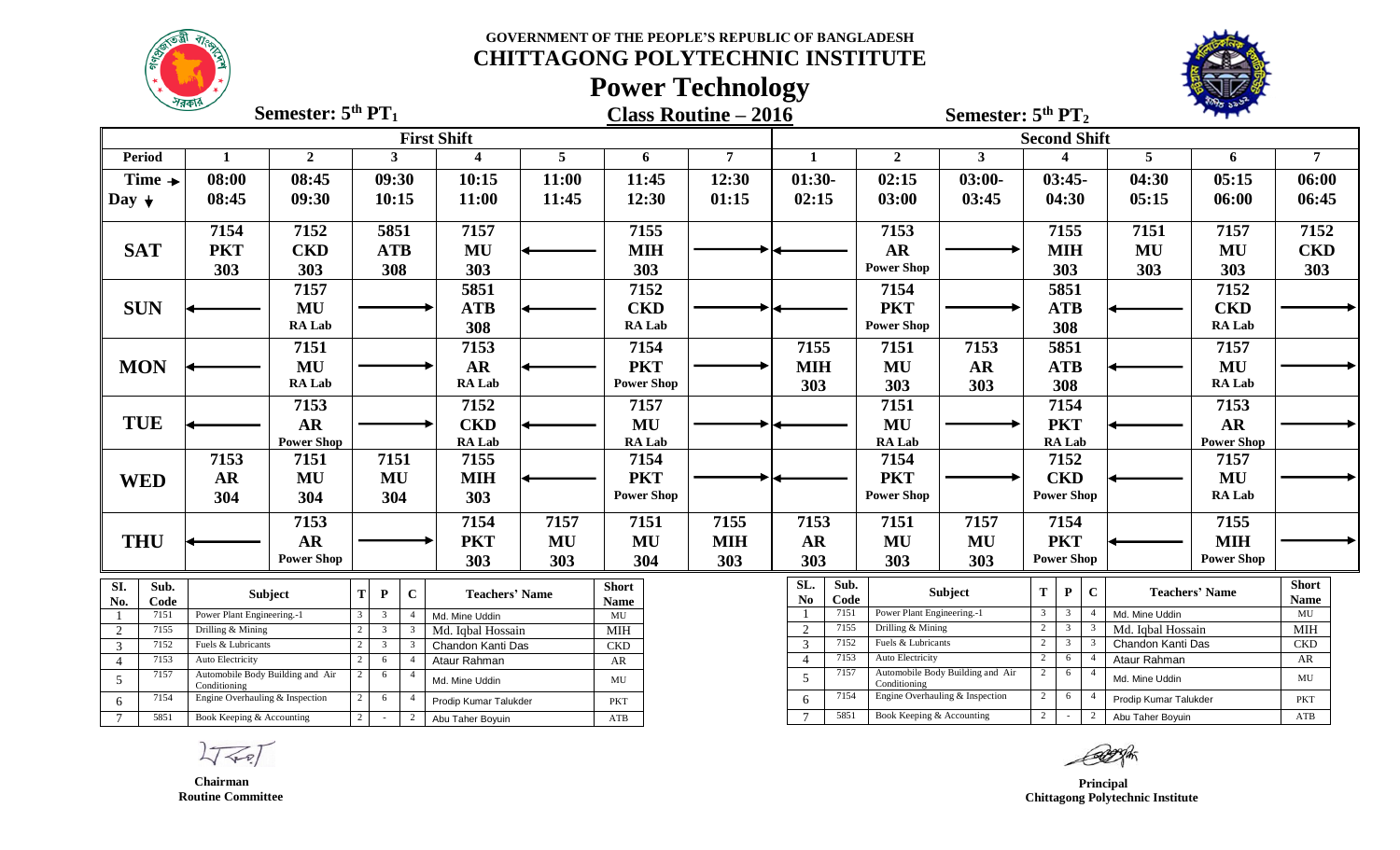# GOVERNMENT OF THE PEOPLE'S REPUBLIC OF BANGLADESH
# CHITTAGONG POLYTECHNIC INSTITUTE
## Power Technology
## Class Routine – 2016

Semester: $5^{th}$ $PT_1$ (First Shift) — Semester: $5^{th}$ $PT_2$ (Second Shift)

| | First Shift | | | | | | | Second Shift | | | | | | |
|---|---|---|---|---|---|---|---|---|---|---|---|---|---|---|
| **Period** | **1** | **2** | **3** | **4** | **5** | **6** | **7** | **1** | **2** | **3** | **4** | **5** | **6** | **7** |
| **Time → / Day ↓** | 08:00 08:45 | 08:45 09:30 | 09:30 10:15 | 10:15 11:00 | 11:00 11:45 | 11:45 12:30 | 12:30 01:15 | 01:30- 02:15 | 02:15 03:00 | 03:00- 03:45 | 03:45- 04:30 | 04:30 05:15 | 05:15 06:00 | 06:00 06:45 |
| **SAT** | 7154 PKT 303 | 7152 CKD 303 | 5851 ATB 308 | 7157 MU 303 | ← | 7155 MIH 303 | → | ← | 7153 AR Power Shop | → | 7155 MIH 303 | 7151 MU 303 | 7157 MU 303 | 7152 CKD 303 |
| **SUN** | ← | 7157 MU RA Lab | → | 5851 ATB 308 | ← | 7152 CKD RA Lab | → | ← | 7154 PKT Power Shop | → | 5851 ATB 308 | ← | 7152 CKD RA Lab | → |
| **MON** | ← | 7151 MU RA Lab | → | 7153 AR RA Lab | ← | 7154 PKT Power Shop | → | 7155 MIH 303 | 7151 MU 303 | 7153 AR 303 | 5851 ATB 308 | ← | 7157 MU RA Lab | → |
| **TUE** | ← | 7153 AR Power Shop | → | 7152 CKD RA Lab | ← | 7157 MU RA Lab | → | ← | 7151 MU RA Lab | → | 7154 PKT RA Lab | ← | 7153 AR Power Shop | → |
| **WED** | 7153 AR 304 | 7151 MU 304 | 7151 MU 304 | 7155 MIH 303 | ← | 7154 PKT Power Shop | → | ← | 7154 PKT Power Shop | → | 7152 CKD Power Shop | ← | 7157 MU RA Lab | → |
| **THU** | ← | 7153 AR Power Shop | → | 7154 PKT 303 | 7157 MU 303 | 7151 MU 304 | 7155 MIH 303 | 7153 AR 303 | 7151 MU 303 | 7157 MU 303 | 7154 PKT Power Shop | ← | 7155 MIH Power Shop | → |

| SI. No. | Sub. Code | Subject | T | P | C | Teachers' Name | Short Name |
|---|---|---|---|---|---|---|---|
| 1 | 7151 | Power Plant Engineering.-1 | 3 | 3 | 4 | Md. Mine Uddin | MU |
| 2 | 7155 | Drilling & Mining | 2 | 3 | 3 | Md. Iqbal Hossain | MIH |
| 3 | 7152 | Fuels & Lubricants | 2 | 3 | 3 | Chandon Kanti Das | CKD |
| 4 | 7153 | Auto Electricity | 2 | 6 | 4 | Ataur Rahman | AR |
| 5 | 7157 | Automobile Body Building and Air Conditioning | 2 | 6 | 4 | Md. Mine Uddin | MU |
| 6 | 7154 | Engine Overhauling & Inspection | 2 | 6 | 4 | Prodip Kumar Talukder | PKT |
| 7 | 5851 | Book Keeping & Accounting | 2 | - | 2 | Abu Taher Boyuin | ATB |

| SL. No | Sub. Code | Subject | T | P | C | Teachers' Name | Short Name |
|---|---|---|---|---|---|---|---|
| 1 | 7151 | Power Plant Engineering.-1 | 3 | 3 | 4 | Md. Mine Uddin | MU |
| 2 | 7155 | Drilling & Mining | 2 | 3 | 3 | Md. Iqbal Hossain | MIH |
| 3 | 7152 | Fuels & Lubricants | 2 | 3 | 3 | Chandon Kanti Das | CKD |
| 4 | 7153 | Auto Electricity | 2 | 6 | 4 | Ataur Rahman | AR |
| 5 | 7157 | Automobile Body Building and Air Conditioning | 2 | 6 | 4 | Md. Mine Uddin | MU |
| 6 | 7154 | Engine Overhauling & Inspection | 2 | 6 | 4 | Prodip Kumar Talukder | PKT |
| 7 | 5851 | Book Keeping & Accounting | 2 | - | 2 | Abu Taher Boyuin | ATB |

**Chairman**
**Routine Committee**

**Principal**
**Chittagong Polytechnic Institute**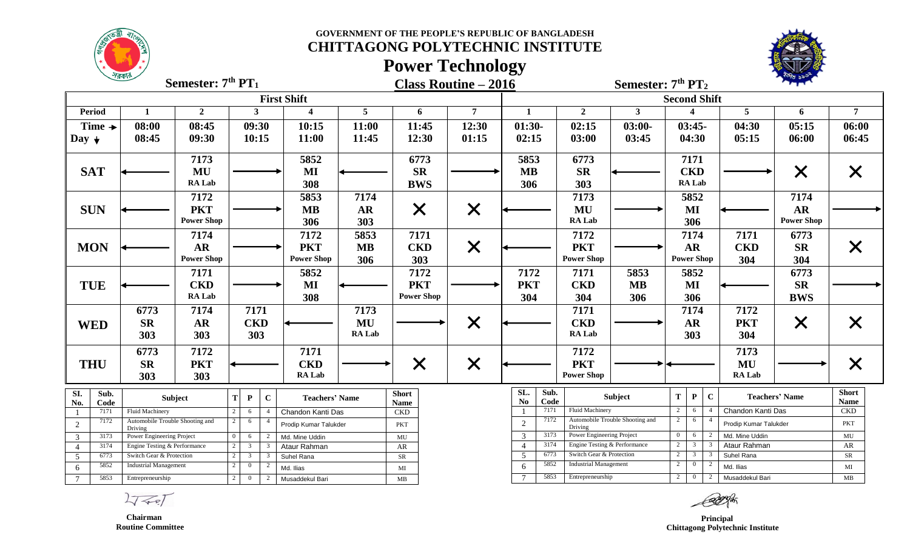GOVERNMENT OF THE PEOPLE'S REPUBLIC OF BANGLADESH

# CHITTAGONG POLYTECHNIC INSTITUTE

## Power Technology

**Semester: 7th PT1** | **Class Routine – 2016** | **Semester: 7th PT2**

| | First Shift | | | | | | | Second Shift | | | | | | |
|---|---|---|---|---|---|---|---|---|---|---|---|---|---|---|
| **Period** | **1** | **2** | **3** | **4** | **5** | **6** | **7** | **1** | **2** | **3** | **4** | **5** | **6** | **7** |
| **Time → / Day ↓** | **08:00 08:45** | **08:45 09:30** | **09:30 10:15** | **10:15 11:00** | **11:00 11:45** | **11:45 12:30** | **12:30 01:15** | **01:30- 02:15** | **02:15 03:00** | **03:00- 03:45** | **03:45- 04:30** | **04:30 05:15** | **05:15 06:00** | **06:00 06:45** |
| **SAT** | ← | 7173 MU RA Lab | → | 5852 MI 308 | ← | 6773 SR BWS | → | 5853 MB 306 | 6773 SR 303 | ← | 7171 CKD RA Lab | → | ✕ | ✕ |
| **SUN** | ← | 7172 PKT Power Shop | → | 5853 MB 306 | 7174 AR 303 | ✕ | ✕ | ← | 7173 MU RA Lab | → | 5852 MI 306 | ← | 7174 AR Power Shop | → |
| **MON** | ← | 7174 AR Power Shop | → | 7172 PKT Power Shop | 5853 MB 306 | 7171 CKD 303 | ✕ | ← | 7172 PKT Power Shop | → | 7174 AR Power Shop | 7171 CKD 304 | 6773 SR 304 | ✕ |
| **TUE** | ← | 7171 CKD RA Lab | → | 5852 MI 308 | ← | 7172 PKT Power Shop | → | 7172 PKT 304 | 7171 CKD 304 | 5853 MB 306 | 5852 MI 306 | ← | 6773 SR BWS | → |
| **WED** | 6773 SR 303 | 7174 AR 303 | 7171 CKD 303 | ← | 7173 MU RA Lab | → | ✕ | ← | 7171 CKD RA Lab | → | 7174 AR 303 | 7172 PKT 304 | ✕ | ✕ |
| **THU** | 6773 SR 303 | 7172 PKT 303 | ← | 7171 CKD RA Lab | → | ✕ | ✕ | ← | 7172 PKT Power Shop | →← | | 7173 MU RA Lab | → | ✕ |

**First Shift (7th PT1)**

| SI. No. | Sub. Code | Subject | T | P | C | Teachers' Name | Short Name |
|---|---|---|---|---|---|---|---|
| 1 | 7171 | Fluid Machinery | 2 | 6 | 4 | Chandon Kanti Das | CKD |
| 2 | 7172 | Automobile Trouble Shooting and Driving | 2 | 6 | 4 | Prodip Kumar Talukder | PKT |
| 3 | 3173 | Power Engineering Project | 0 | 6 | 2 | Md. Mine Uddin | MU |
| 4 | 3174 | Engine Testing & Performance | 2 | 3 | 3 | Ataur Rahman | AR |
| 5 | 6773 | Switch Gear & Protection | 2 | 3 | 3 | Suhel Rana | SR |
| 6 | 5852 | Industrial Management | 2 | 0 | 2 | Md. Ilias | MI |
| 7 | 5853 | Entrepreneurship | 2 | 0 | 2 | Musaddekul Bari | MB |

**Second Shift (7th PT2)**

| SL. No | Sub. Code | Subject | T | P | C | Teachers' Name | Short Name |
|---|---|---|---|---|---|---|---|
| 1 | 7171 | Fluid Machinery | 2 | 6 | 4 | Chandon Kanti Das | CKD |
| 2 | 7172 | Automobile Trouble Shooting and Driving | 2 | 6 | 4 | Prodip Kumar Talukder | PKT |
| 3 | 3173 | Power Engineering Project | 0 | 6 | 2 | Md. Mine Uddin | MU |
| 4 | 3174 | Engine Testing & Performance | 2 | 3 | 3 | Ataur Rahman | AR |
| 5 | 6773 | Switch Gear & Protection | 2 | 3 | 3 | Suhel Rana | SR |
| 6 | 5852 | Industrial Management | 2 | 0 | 2 | Md. Ilias | MI |
| 7 | 5853 | Entrepreneurship | 2 | 0 | 2 | Musaddekul Bari | MB |

**Chairman**
**Routine Committee**

**Principal**
**Chittagong Polytechnic Institute**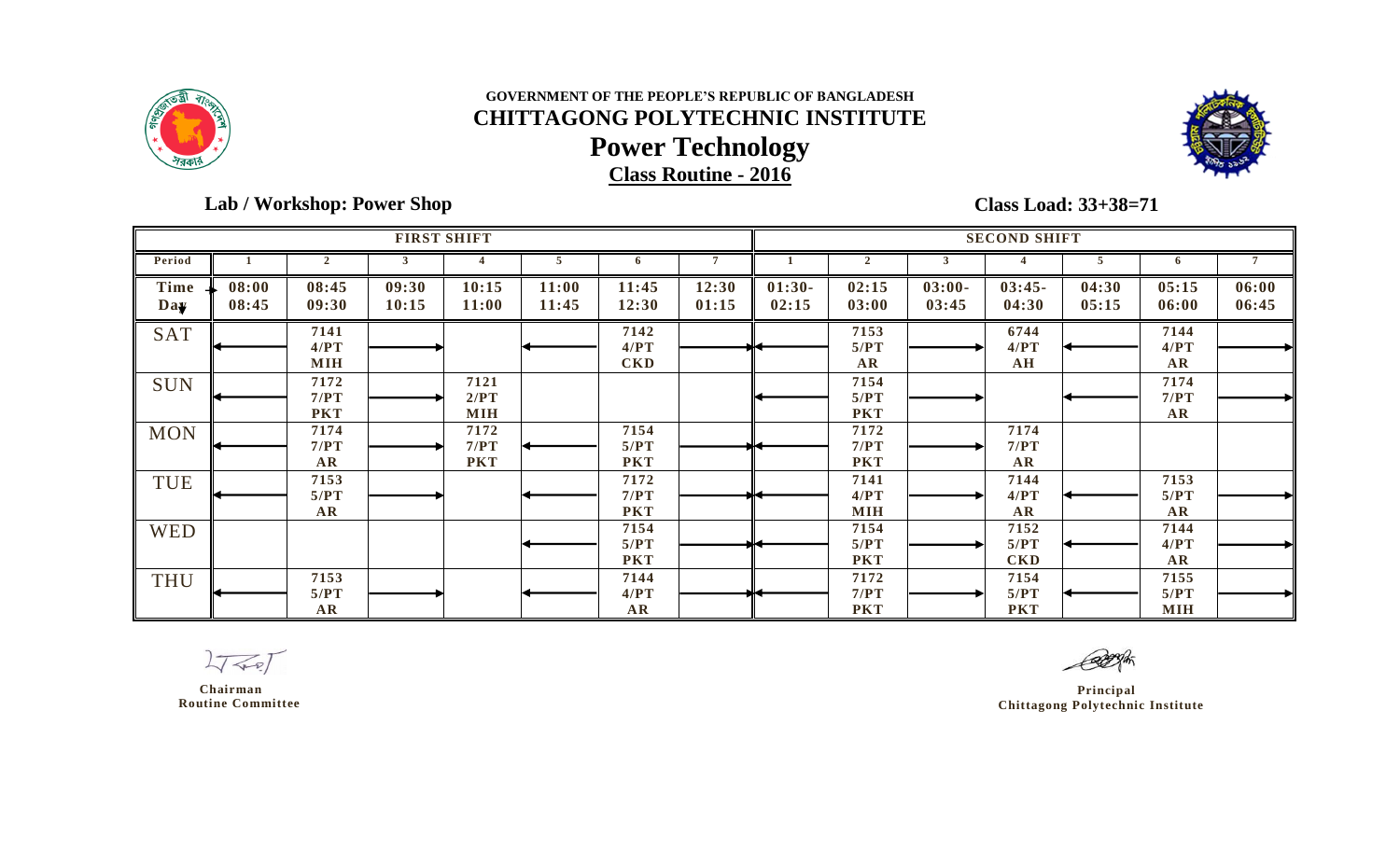GOVERNMENT OF THE PEOPLE'S REPUBLIC OF BANGLADESH

# CHITTAGONG POLYTECHNIC INSTITUTE

## Power Technology

### Class Routine - 2016

**Lab / Workshop: Power Shop**

**Class Load: 33+38=71**

| | FIRST SHIFT | | | | | | | SECOND SHIFT | | | | | | |
|---|---|---|---|---|---|---|---|---|---|---|---|---|---|---|
| Period | 1 | 2 | 3 | 4 | 5 | 6 | 7 | 1 | 2 | 3 | 4 | 5 | 6 | 7 |
| Time → Day ↓ | 08:00 08:45 | 08:45 09:30 | 09:30 10:15 | 10:15 11:00 | 11:00 11:45 | 11:45 12:30 | 12:30 01:15 | 01:30- 02:15 | 02:15 03:00 | 03:00- 03:45 | 03:45- 04:30 | 04:30 05:15 | 05:15 06:00 | 06:00 06:45 |
| SAT | ← | 7141 4/PT MIH | → | | ← | 7142 4/PT CKD | → | ← | 7153 5/PT AR | → | 6744 4/PT AH | ← | 7144 4/PT AR | → |
| SUN | ← | 7172 7/PT PKT | → | 7121 2/PT MIH | | | | ← | 7154 5/PT PKT | → | | ← | 7174 7/PT AR | → |
| MON | ← | 7174 7/PT AR | → | 7172 7/PT PKT | ← | 7154 5/PT PKT | → | ← | 7172 7/PT PKT | → | 7174 7/PT AR | | | |
| TUE | ← | 7153 5/PT AR | → | | ← | 7172 7/PT PKT | → | ← | 7141 4/PT MIH | → | 7144 4/PT AR | ← | 7153 5/PT AR | → |
| WED | | | | | ← | 7154 5/PT PKT | → | ← | 7154 5/PT PKT | → | 7152 5/PT CKD | ← | 7144 4/PT AR | → |
| THU | ← | 7153 5/PT AR | → | | ← | 7144 4/PT AR | → | ← | 7172 7/PT PKT | → | 7154 5/PT PKT | ← | 7155 5/PT MIH | → |

**Chairman**
**Routine Committee**

**Principal**
**Chittagong Polytechnic Institute**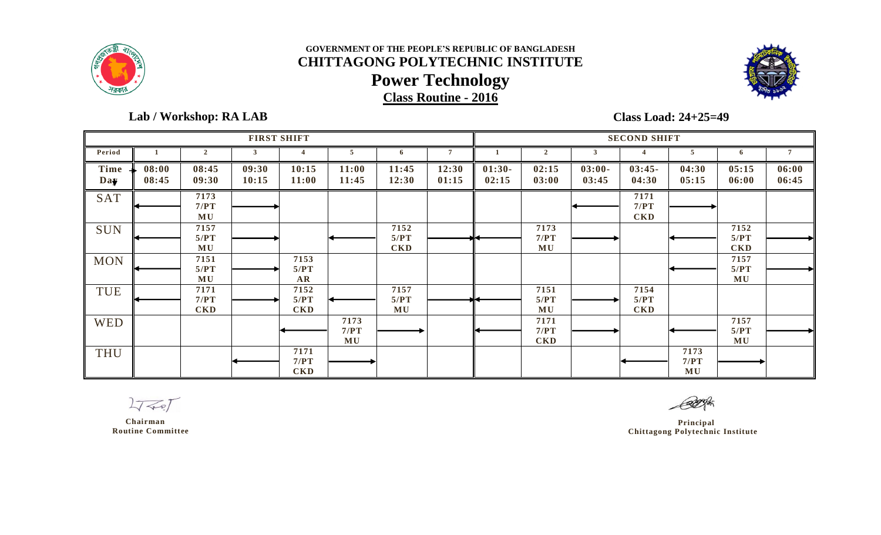GOVERNMENT OF THE PEOPLE'S REPUBLIC OF BANGLADESH

# CHITTAGONG POLYTECHNIC INSTITUTE

## Power Technology

### Class Routine - 2016

**Lab / Workshop: RA LAB**

**Class Load: 24+25=49**

| | FIRST SHIFT | | | | | | | SECOND SHIFT | | | | | | |
|---|---|---|---|---|---|---|---|---|---|---|---|---|---|---|
| **Period** | 1 | 2 | 3 | 4 | 5 | 6 | 7 | 1 | 2 | 3 | 4 | 5 | 6 | 7 |
| **Time → / Day ↓** | 08:00 08:45 | 08:45 09:30 | 09:30 10:15 | 10:15 11:00 | 11:00 11:45 | 11:45 12:30 | 12:30 01:15 | 01:30- 02:15 | 02:15 03:00 | 03:00- 03:45 | 03:45- 04:30 | 04:30 05:15 | 05:15 06:00 | 06:00 06:45 |
| SAT | ← | 7173 7/PT MU | → | | | | | | | ← | 7171 7/PT CKD | → | | |
| SUN | ← | 7157 5/PT MU | → | | ← | 7152 5/PT CKD | → | ← | 7173 7/PT MU | → | | ← | 7152 5/PT CKD | → |
| MON | ← | 7151 5/PT MU | → | 7153 5/PT AR | | | | | | | | ← | 7157 5/PT MU | → |
| TUE | ← | 7171 7/PT CKD | → | 7152 5/PT CKD | ← | 7157 5/PT MU | → | ← | 7151 5/PT MU | → | 7154 5/PT CKD | | | |
| WED | | | | ← | 7173 7/PT MU | → | | ← | 7171 7/PT CKD | → | | ← | 7157 5/PT MU | → |
| THU | | | ← | 7171 7/PT CKD | → | | | | | | ← | 7173 7/PT MU | → | |

**Chairman**
**Routine Committee**

**Principal**
**Chittagong Polytechnic Institute**